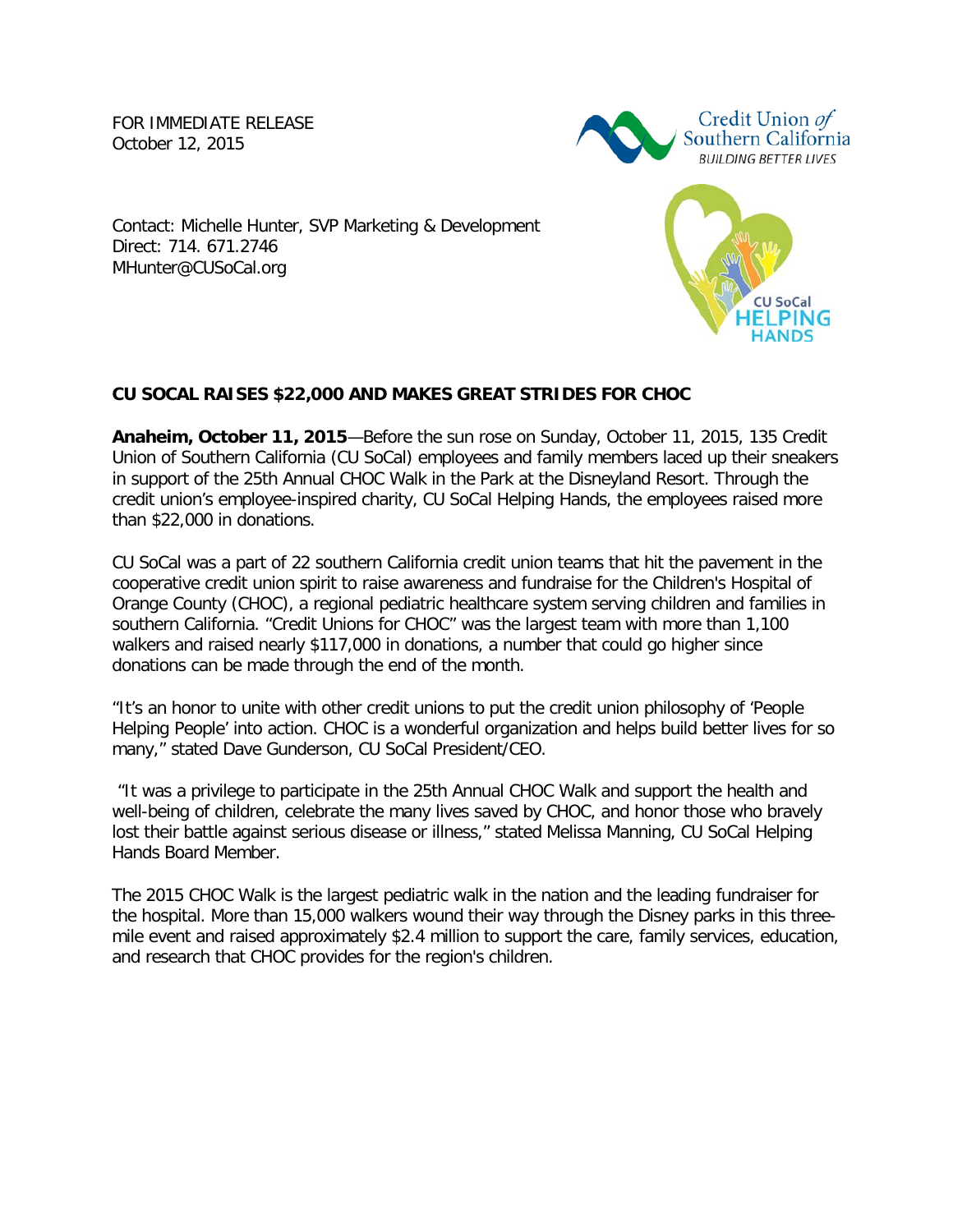FOR IMMEDIATE RELEASE
October 12, 2015

Contact: Michelle Hunter, SVP Marketing & Development
Direct: 714. 671.2746
MHunter@CUSoCal.org

**CU SOCAL RAISES $22,000 AND MAKES GREAT STRIDES FOR CHOC**

**Anaheim, October 11, 2015**—Before the sun rose on Sunday, October 11, 2015, 135 Credit Union of Southern California (CU SoCal) employees and family members laced up their sneakers in support of the 25th Annual CHOC Walk in the Park at the Disneyland Resort. Through the credit union's employee-inspired charity, CU SoCal Helping Hands, the employees raised more than $22,000 in donations.

CU SoCal was a part of 22 southern California credit union teams that hit the pavement in the cooperative credit union spirit to raise awareness and fundraise for the Children's Hospital of Orange County (CHOC), a regional pediatric healthcare system serving children and families in southern California. "Credit Unions for CHOC" was the largest team with more than 1,100 walkers and raised nearly $117,000 in donations, a number that could go higher since donations can be made through the end of the month.

"It's an honor to unite with other credit unions to put the credit union philosophy of 'People Helping People' into action. CHOC is a wonderful organization and helps build better lives for so many," stated Dave Gunderson, CU SoCal President/CEO.

"It was a privilege to participate in the 25th Annual CHOC Walk and support the health and well-being of children, celebrate the many lives saved by CHOC, and honor those who bravely lost their battle against serious disease or illness," stated Melissa Manning, CU SoCal Helping Hands Board Member.

The 2015 CHOC Walk is the largest pediatric walk in the nation and the leading fundraiser for the hospital. More than 15,000 walkers wound their way through the Disney parks in this three-mile event and raised approximately $2.4 million to support the care, family services, education, and research that CHOC provides for the region's children.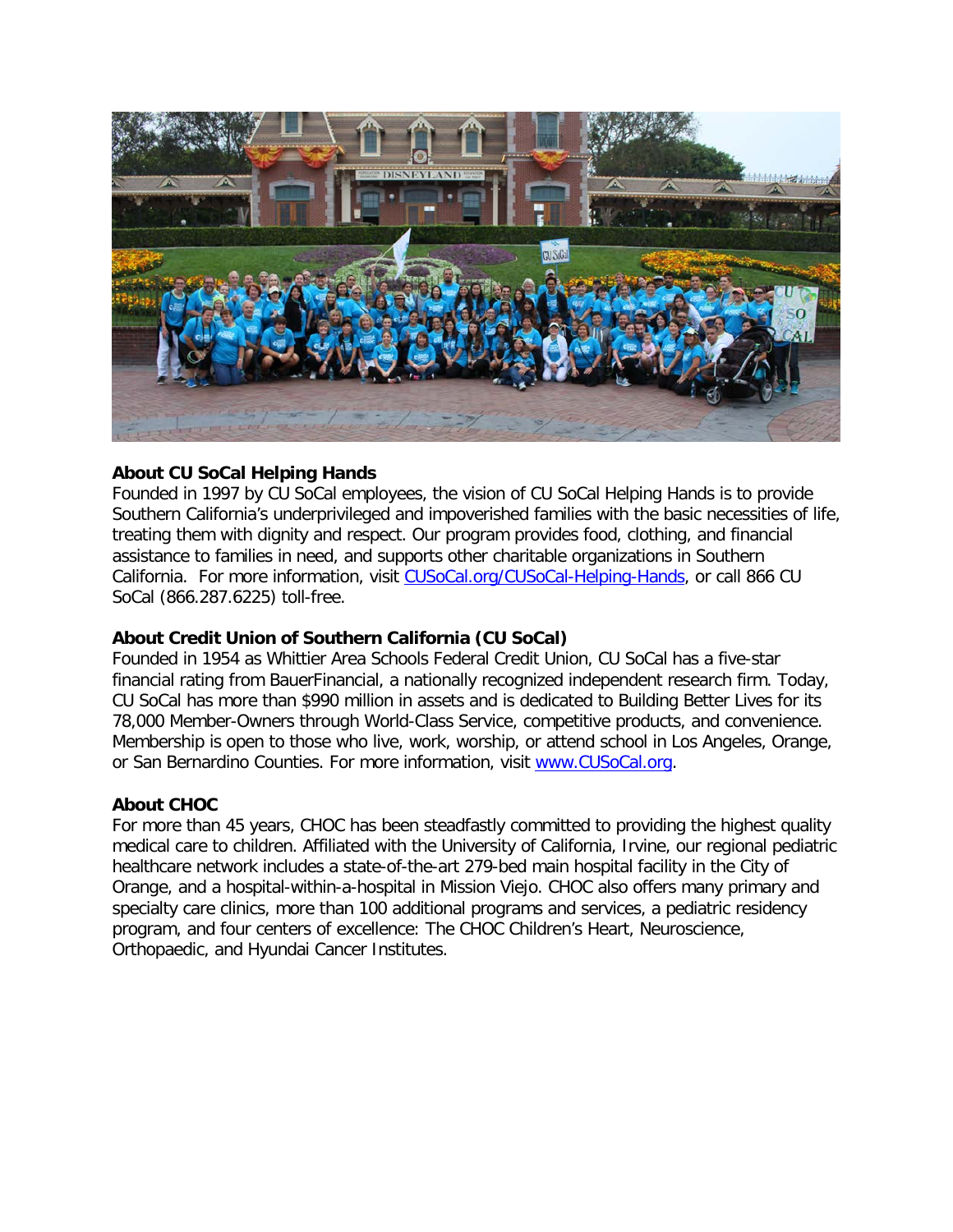**About CU SoCal Helping Hands**

Founded in 1997 by CU SoCal employees, the vision of CU SoCal Helping Hands is to provide Southern California's underprivileged and impoverished families with the basic necessities of life, treating them with dignity and respect. Our program provides food, clothing, and financial assistance to families in need, and supports other charitable organizations in Southern California. For more information, visit [CUSoCal.org/CUSoCal-Helping-Hands](CUSoCal.org/CUSoCal-Helping-Hands), or call 866 CU SoCal (866.287.6225) toll-free.

**About Credit Union of Southern California (CU SoCal)**

Founded in 1954 as Whittier Area Schools Federal Credit Union, CU SoCal has a five-star financial rating from BauerFinancial, a nationally recognized independent research firm. Today, CU SoCal has more than $990 million in assets and is dedicated to Building Better Lives for its 78,000 Member-Owners through World-Class Service, competitive products, and convenience. Membership is open to those who live, work, worship, or attend school in Los Angeles, Orange, or San Bernardino Counties. For more information, visit [www.CUSoCal.org](www.CUSoCal.org).

**About CHOC**

For more than 45 years, CHOC has been steadfastly committed to providing the highest quality medical care to children. Affiliated with the University of California, Irvine, our regional pediatric healthcare network includes a state-of-the-art 279-bed main hospital facility in the City of Orange, and a hospital-within-a-hospital in Mission Viejo. CHOC also offers many primary and specialty care clinics, more than 100 additional programs and services, a pediatric residency program, and four centers of excellence: The CHOC Children's Heart, Neuroscience, Orthopaedic, and Hyundai Cancer Institutes.